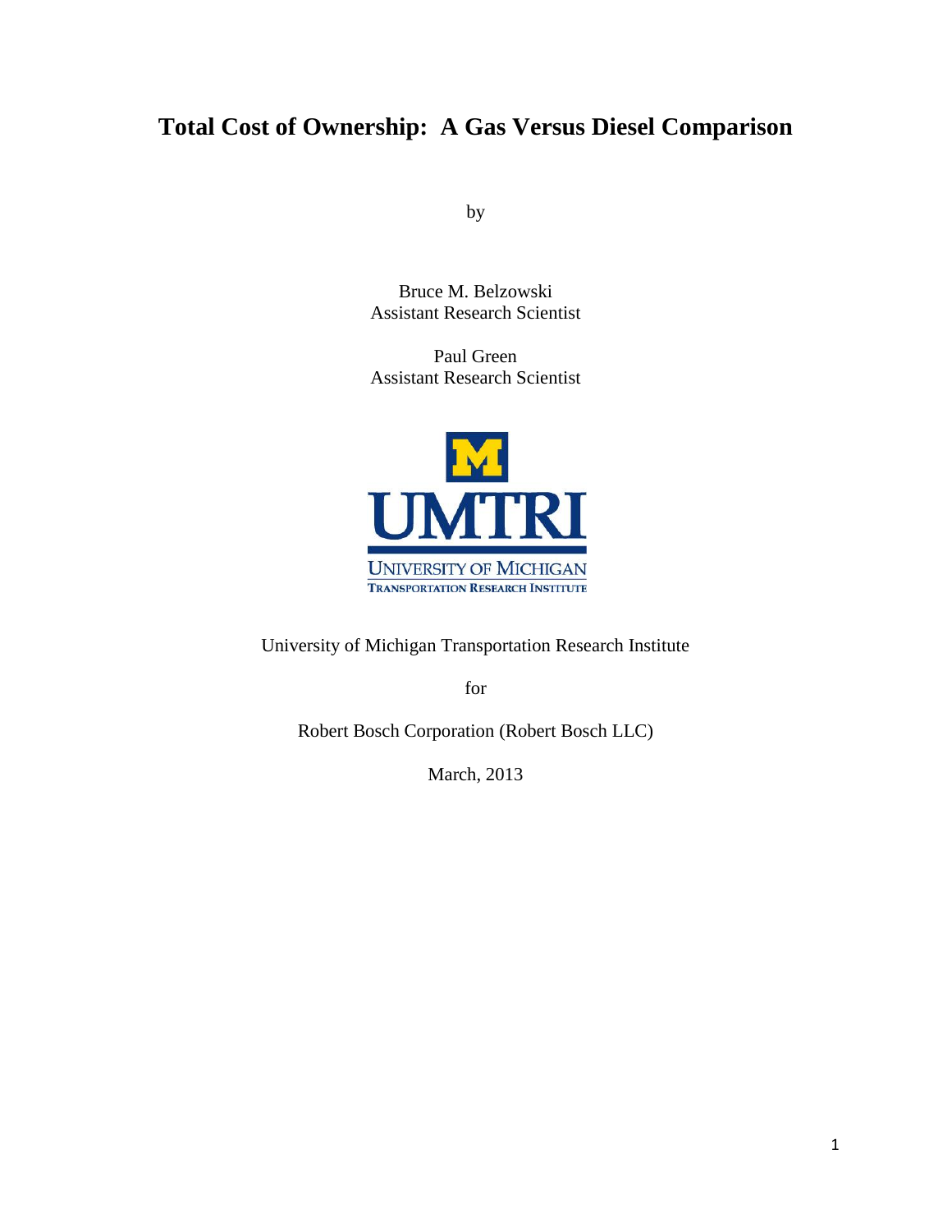# Total Cost of Ownership: A Gas Versus Diesel Comparison

by

Bruce M. Belzowski
Assistant Research Scientist

Paul Green
Assistant Research Scientist

University of Michigan Transportation Research Institute

for

Robert Bosch Corporation (Robert Bosch LLC)

March, 2013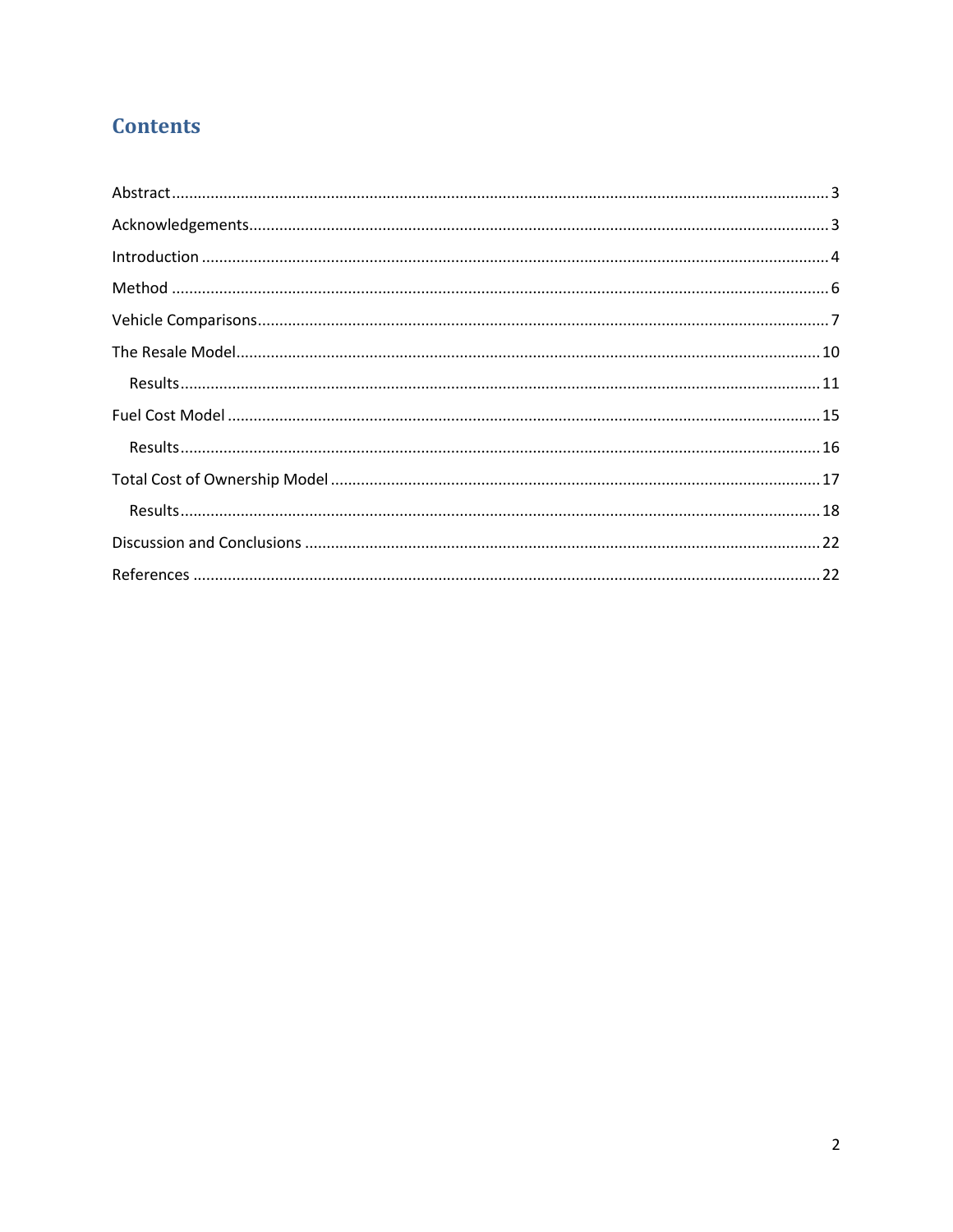## Contents

Abstract ........................................................................................................................................ 3
Acknowledgements ....................................................................................................................... 3
Introduction ................................................................................................................................. 4
Method ........................................................................................................................................ 6
Vehicle Comparisons ..................................................................................................................... 7
The Resale Model ......................................................................................................................... 10
    Results ................................................................................................................................... 11
Fuel Cost Model ........................................................................................................................... 15
    Results ................................................................................................................................... 16
Total Cost of Ownership Model .................................................................................................... 17
    Results ................................................................................................................................... 18
Discussion and Conclusions .......................................................................................................... 22
References ................................................................................................................................... 22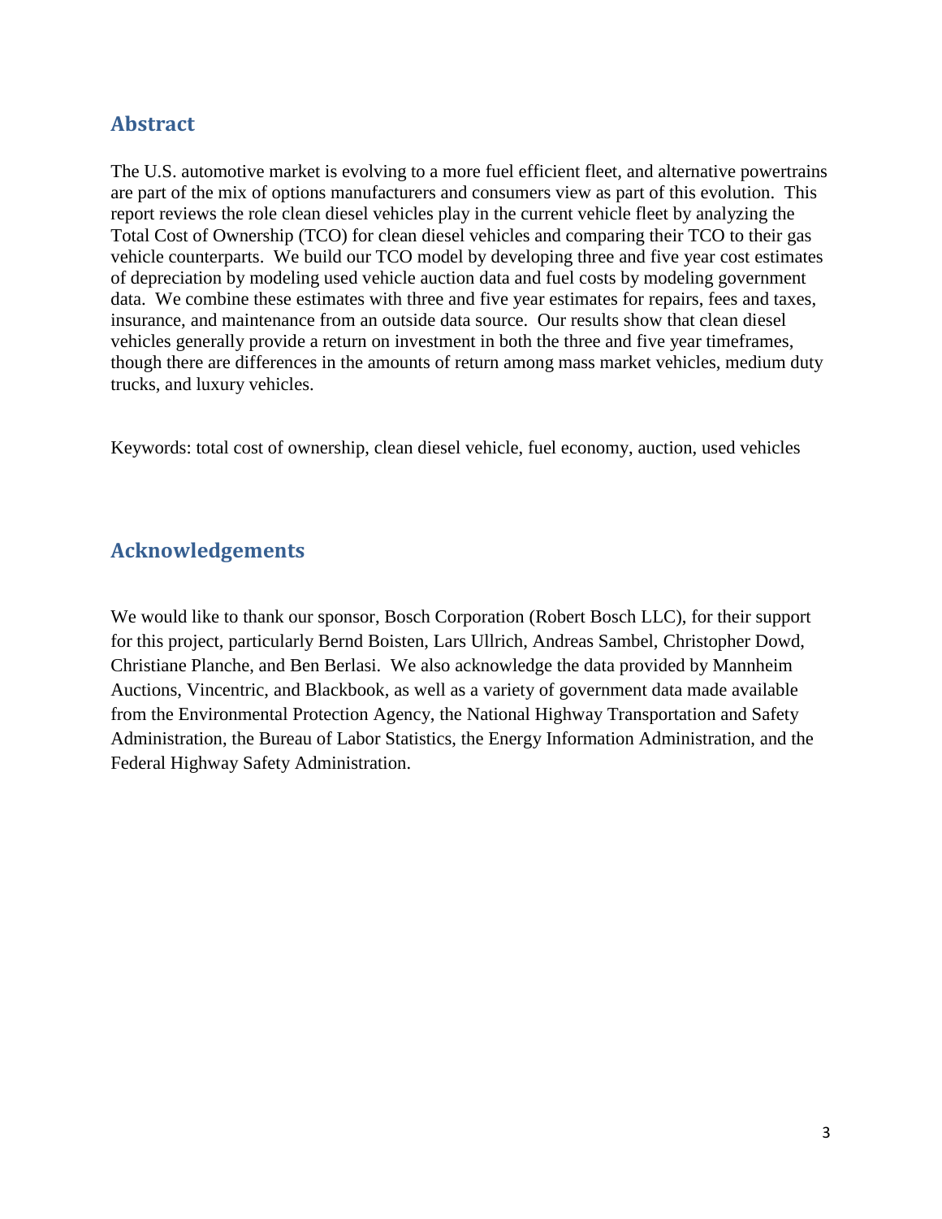## Abstract

The U.S. automotive market is evolving to a more fuel efficient fleet, and alternative powertrains are part of the mix of options manufacturers and consumers view as part of this evolution. This report reviews the role clean diesel vehicles play in the current vehicle fleet by analyzing the Total Cost of Ownership (TCO) for clean diesel vehicles and comparing their TCO to their gas vehicle counterparts. We build our TCO model by developing three and five year cost estimates of depreciation by modeling used vehicle auction data and fuel costs by modeling government data. We combine these estimates with three and five year estimates for repairs, fees and taxes, insurance, and maintenance from an outside data source. Our results show that clean diesel vehicles generally provide a return on investment in both the three and five year timeframes, though there are differences in the amounts of return among mass market vehicles, medium duty trucks, and luxury vehicles.

Keywords: total cost of ownership, clean diesel vehicle, fuel economy, auction, used vehicles

## Acknowledgements

We would like to thank our sponsor, Bosch Corporation (Robert Bosch LLC), for their support for this project, particularly Bernd Boisten, Lars Ullrich, Andreas Sambel, Christopher Dowd, Christiane Planche, and Ben Berlasi. We also acknowledge the data provided by Mannheim Auctions, Vincentric, and Blackbook, as well as a variety of government data made available from the Environmental Protection Agency, the National Highway Transportation and Safety Administration, the Bureau of Labor Statistics, the Energy Information Administration, and the Federal Highway Safety Administration.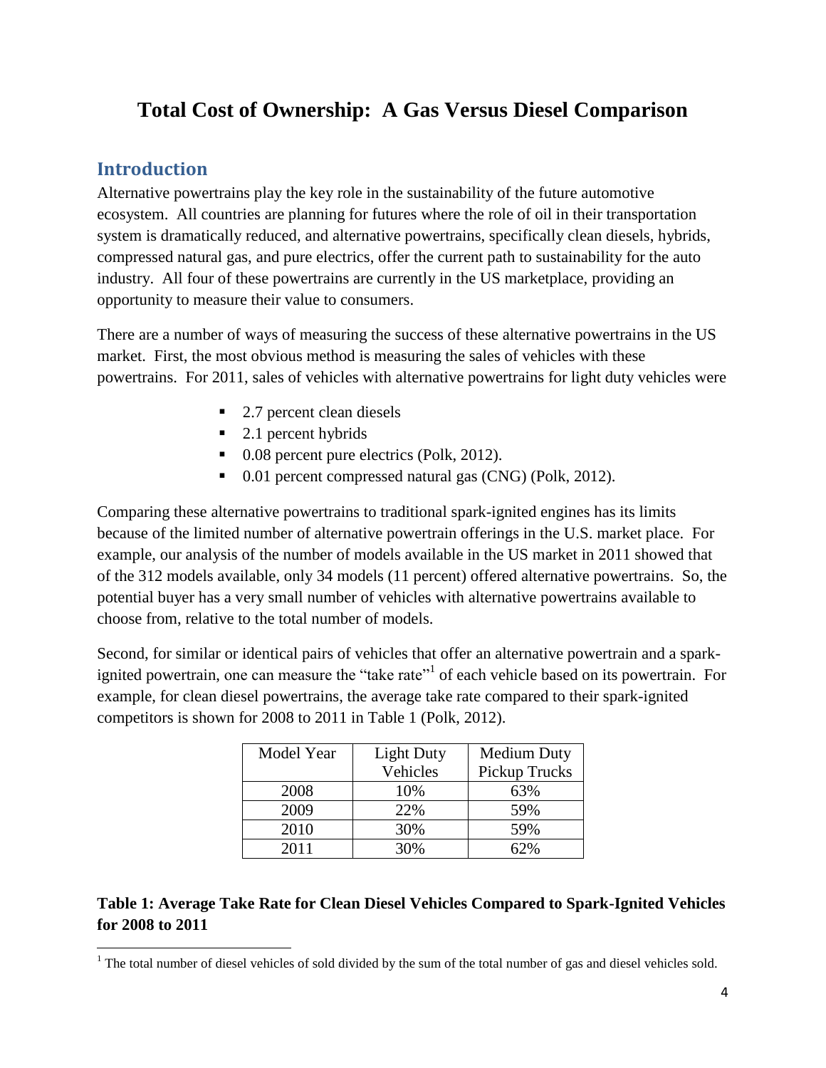# Total Cost of Ownership: A Gas Versus Diesel Comparison

## Introduction

Alternative powertrains play the key role in the sustainability of the future automotive ecosystem. All countries are planning for futures where the role of oil in their transportation system is dramatically reduced, and alternative powertrains, specifically clean diesels, hybrids, compressed natural gas, and pure electrics, offer the current path to sustainability for the auto industry. All four of these powertrains are currently in the US marketplace, providing an opportunity to measure their value to consumers.

There are a number of ways of measuring the success of these alternative powertrains in the US market. First, the most obvious method is measuring the sales of vehicles with these powertrains. For 2011, sales of vehicles with alternative powertrains for light duty vehicles were

- 2.7 percent clean diesels
- 2.1 percent hybrids
- 0.08 percent pure electrics (Polk, 2012).
- 0.01 percent compressed natural gas (CNG) (Polk, 2012).

Comparing these alternative powertrains to traditional spark-ignited engines has its limits because of the limited number of alternative powertrain offerings in the U.S. market place. For example, our analysis of the number of models available in the US market in 2011 showed that of the 312 models available, only 34 models (11 percent) offered alternative powertrains. So, the potential buyer has a very small number of vehicles with alternative powertrains available to choose from, relative to the total number of models.

Second, for similar or identical pairs of vehicles that offer an alternative powertrain and a spark-ignited powertrain, one can measure the "take rate"[1] of each vehicle based on its powertrain. For example, for clean diesel powertrains, the average take rate compared to their spark-ignited competitors is shown for 2008 to 2011 in Table 1 (Polk, 2012).

| Model Year | Light Duty Vehicles | Medium Duty Pickup Trucks |
|---|---|---|
| 2008 | 10% | 63% |
| 2009 | 22% | 59% |
| 2010 | 30% | 59% |
| 2011 | 30% | 62% |

**Table 1: Average Take Rate for Clean Diesel Vehicles Compared to Spark-Ignited Vehicles for 2008 to 2011**

[1] The total number of diesel vehicles of sold divided by the sum of the total number of gas and diesel vehicles sold.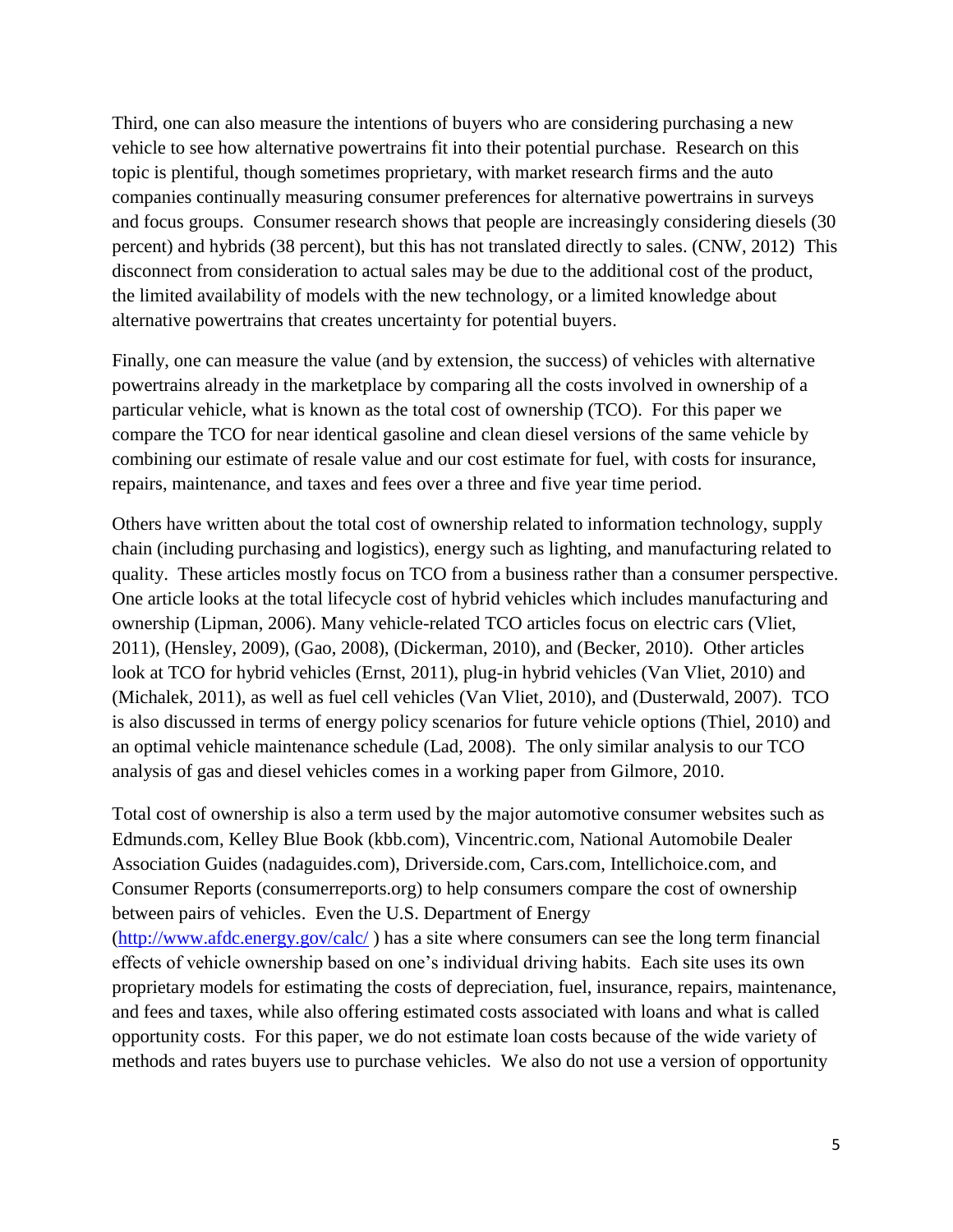Third, one can also measure the intentions of buyers who are considering purchasing a new vehicle to see how alternative powertrains fit into their potential purchase. Research on this topic is plentiful, though sometimes proprietary, with market research firms and the auto companies continually measuring consumer preferences for alternative powertrains in surveys and focus groups. Consumer research shows that people are increasingly considering diesels (30 percent) and hybrids (38 percent), but this has not translated directly to sales. (CNW, 2012) This disconnect from consideration to actual sales may be due to the additional cost of the product, the limited availability of models with the new technology, or a limited knowledge about alternative powertrains that creates uncertainty for potential buyers.

Finally, one can measure the value (and by extension, the success) of vehicles with alternative powertrains already in the marketplace by comparing all the costs involved in ownership of a particular vehicle, what is known as the total cost of ownership (TCO). For this paper we compare the TCO for near identical gasoline and clean diesel versions of the same vehicle by combining our estimate of resale value and our cost estimate for fuel, with costs for insurance, repairs, maintenance, and taxes and fees over a three and five year time period.

Others have written about the total cost of ownership related to information technology, supply chain (including purchasing and logistics), energy such as lighting, and manufacturing related to quality. These articles mostly focus on TCO from a business rather than a consumer perspective. One article looks at the total lifecycle cost of hybrid vehicles which includes manufacturing and ownership (Lipman, 2006). Many vehicle-related TCO articles focus on electric cars (Vliet, 2011), (Hensley, 2009), (Gao, 2008), (Dickerman, 2010), and (Becker, 2010). Other articles look at TCO for hybrid vehicles (Ernst, 2011), plug-in hybrid vehicles (Van Vliet, 2010) and (Michalek, 2011), as well as fuel cell vehicles (Van Vliet, 2010), and (Dusterwald, 2007). TCO is also discussed in terms of energy policy scenarios for future vehicle options (Thiel, 2010) and an optimal vehicle maintenance schedule (Lad, 2008). The only similar analysis to our TCO analysis of gas and diesel vehicles comes in a working paper from Gilmore, 2010.

Total cost of ownership is also a term used by the major automotive consumer websites such as Edmunds.com, Kelley Blue Book (kbb.com), Vincentric.com, National Automobile Dealer Association Guides (nadaguides.com), Driverside.com, Cars.com, Intellichoice.com, and Consumer Reports (consumerreports.org) to help consumers compare the cost of ownership between pairs of vehicles. Even the U.S. Department of Energy (http://www.afdc.energy.gov/calc/ ) has a site where consumers can see the long term financial effects of vehicle ownership based on one's individual driving habits. Each site uses its own proprietary models for estimating the costs of depreciation, fuel, insurance, repairs, maintenance, and fees and taxes, while also offering estimated costs associated with loans and what is called opportunity costs. For this paper, we do not estimate loan costs because of the wide variety of methods and rates buyers use to purchase vehicles. We also do not use a version of opportunity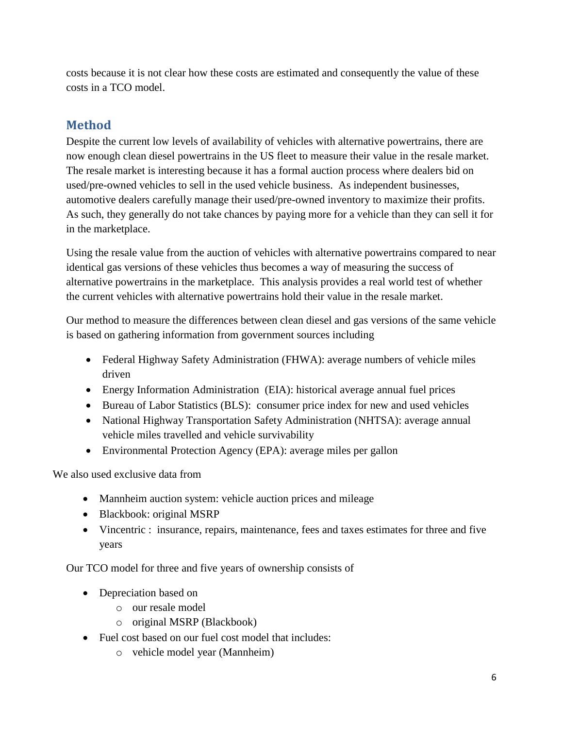costs because it is not clear how these costs are estimated and consequently the value of these costs in a TCO model.

## Method

Despite the current low levels of availability of vehicles with alternative powertrains, there are now enough clean diesel powertrains in the US fleet to measure their value in the resale market. The resale market is interesting because it has a formal auction process where dealers bid on used/pre-owned vehicles to sell in the used vehicle business. As independent businesses, automotive dealers carefully manage their used/pre-owned inventory to maximize their profits. As such, they generally do not take chances by paying more for a vehicle than they can sell it for in the marketplace.

Using the resale value from the auction of vehicles with alternative powertrains compared to near identical gas versions of these vehicles thus becomes a way of measuring the success of alternative powertrains in the marketplace. This analysis provides a real world test of whether the current vehicles with alternative powertrains hold their value in the resale market.

Our method to measure the differences between clean diesel and gas versions of the same vehicle is based on gathering information from government sources including

- Federal Highway Safety Administration (FHWA): average numbers of vehicle miles driven
- Energy Information Administration (EIA): historical average annual fuel prices
- Bureau of Labor Statistics (BLS): consumer price index for new and used vehicles
- National Highway Transportation Safety Administration (NHTSA): average annual vehicle miles travelled and vehicle survivability
- Environmental Protection Agency (EPA): average miles per gallon

We also used exclusive data from

- Mannheim auction system: vehicle auction prices and mileage
- Blackbook: original MSRP
- Vincentric : insurance, repairs, maintenance, fees and taxes estimates for three and five years

Our TCO model for three and five years of ownership consists of

- Depreciation based on
  - our resale model
  - original MSRP (Blackbook)
- Fuel cost based on our fuel cost model that includes:
  - vehicle model year (Mannheim)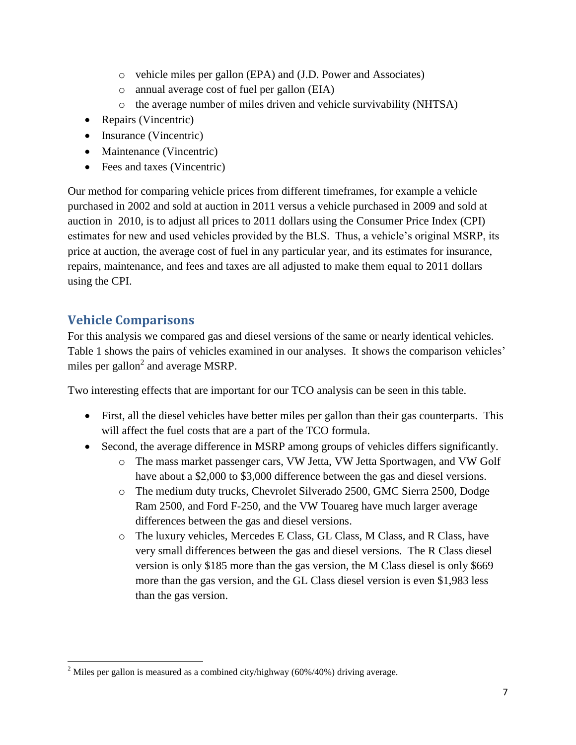- vehicle miles per gallon (EPA) and (J.D. Power and Associates)
    - annual average cost of fuel per gallon (EIA)
    - the average number of miles driven and vehicle survivability (NHTSA)
- Repairs (Vincentric)
- Insurance (Vincentric)
- Maintenance (Vincentric)
- Fees and taxes (Vincentric)

Our method for comparing vehicle prices from different timeframes, for example a vehicle purchased in 2002 and sold at auction in 2011 versus a vehicle purchased in 2009 and sold at auction in 2010, is to adjust all prices to 2011 dollars using the Consumer Price Index (CPI) estimates for new and used vehicles provided by the BLS. Thus, a vehicle's original MSRP, its price at auction, the average cost of fuel in any particular year, and its estimates for insurance, repairs, maintenance, and fees and taxes are all adjusted to make them equal to 2011 dollars using the CPI.

## Vehicle Comparisons

For this analysis we compared gas and diesel versions of the same or nearly identical vehicles. Table 1 shows the pairs of vehicles examined in our analyses. It shows the comparison vehicles' miles per gallon[2] and average MSRP.

Two interesting effects that are important for our TCO analysis can be seen in this table.

- First, all the diesel vehicles have better miles per gallon than their gas counterparts. This will affect the fuel costs that are a part of the TCO formula.
- Second, the average difference in MSRP among groups of vehicles differs significantly.
    - The mass market passenger cars, VW Jetta, VW Jetta Sportwagen, and VW Golf have about a $2,000 to $3,000 difference between the gas and diesel versions.
    - The medium duty trucks, Chevrolet Silverado 2500, GMC Sierra 2500, Dodge Ram 2500, and Ford F-250, and the VW Touareg have much larger average differences between the gas and diesel versions.
    - The luxury vehicles, Mercedes E Class, GL Class, M Class, and R Class, have very small differences between the gas and diesel versions. The R Class diesel version is only $185 more than the gas version, the M Class diesel is only $669 more than the gas version, and the GL Class diesel version is even $1,983 less than the gas version.

[2] Miles per gallon is measured as a combined city/highway (60%/40%) driving average.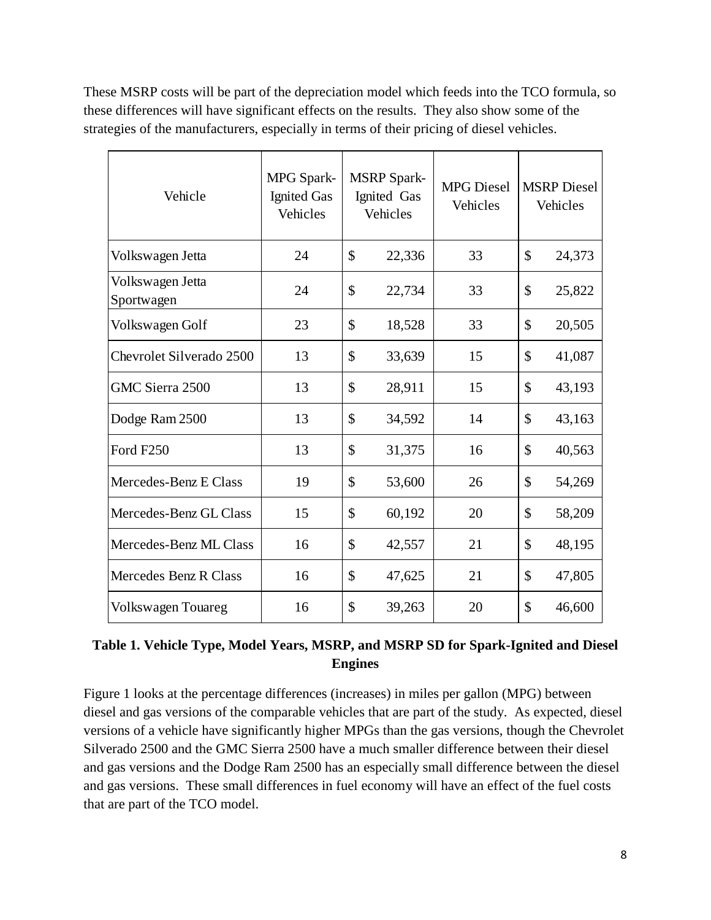These MSRP costs will be part of the depreciation model which feeds into the TCO formula, so these differences will have significant effects on the results. They also show some of the strategies of the manufacturers, especially in terms of their pricing of diesel vehicles.

| Vehicle | MPG Spark-Ignited Gas Vehicles | MSRP Spark-Ignited Gas Vehicles | MPG Diesel Vehicles | MSRP Diesel Vehicles |
|---|---|---|---|---|
| Volkswagen Jetta | 24 | $ 22,336 | 33 | $ 24,373 |
| Volkswagen Jetta Sportwagen | 24 | $ 22,734 | 33 | $ 25,822 |
| Volkswagen Golf | 23 | $ 18,528 | 33 | $ 20,505 |
| Chevrolet Silverado 2500 | 13 | $ 33,639 | 15 | $ 41,087 |
| GMC Sierra 2500 | 13 | $ 28,911 | 15 | $ 43,193 |
| Dodge Ram 2500 | 13 | $ 34,592 | 14 | $ 43,163 |
| Ford F250 | 13 | $ 31,375 | 16 | $ 40,563 |
| Mercedes-Benz E Class | 19 | $ 53,600 | 26 | $ 54,269 |
| Mercedes-Benz GL Class | 15 | $ 60,192 | 20 | $ 58,209 |
| Mercedes-Benz ML Class | 16 | $ 42,557 | 21 | $ 48,195 |
| Mercedes Benz R Class | 16 | $ 47,625 | 21 | $ 47,805 |
| Volkswagen Touareg | 16 | $ 39,263 | 20 | $ 46,600 |

**Table 1. Vehicle Type, Model Years, MSRP, and MSRP SD for Spark-Ignited and Diesel Engines**

Figure 1 looks at the percentage differences (increases) in miles per gallon (MPG) between diesel and gas versions of the comparable vehicles that are part of the study. As expected, diesel versions of a vehicle have significantly higher MPGs than the gas versions, though the Chevrolet Silverado 2500 and the GMC Sierra 2500 have a much smaller difference between their diesel and gas versions and the Dodge Ram 2500 has an especially small difference between the diesel and gas versions. These small differences in fuel economy will have an effect of the fuel costs that are part of the TCO model.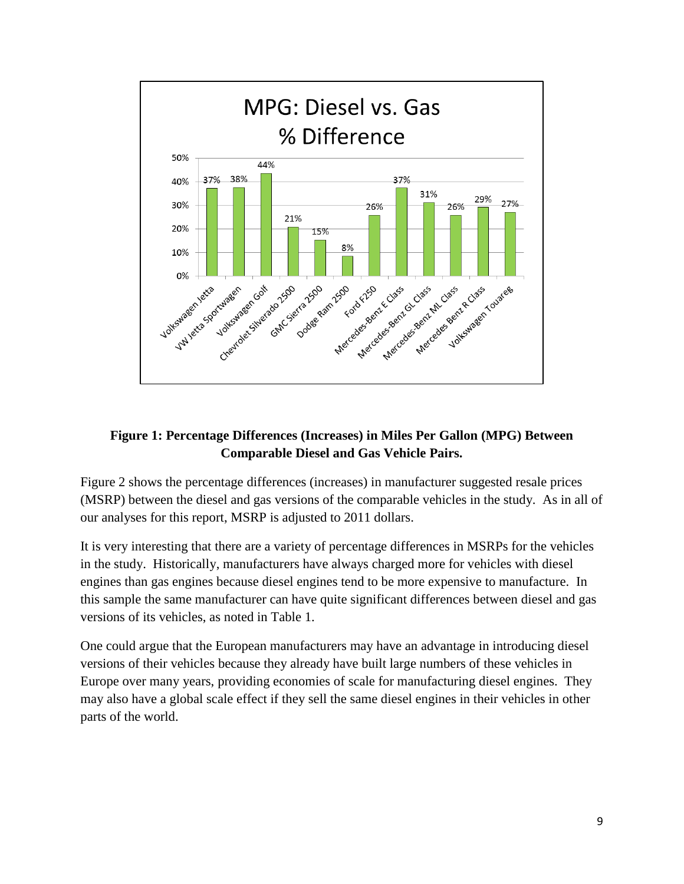**Figure 1: Percentage Differences (Increases) in Miles Per Gallon (MPG) Between Comparable Diesel and Gas Vehicle Pairs.**

Figure 2 shows the percentage differences (increases) in manufacturer suggested resale prices (MSRP) between the diesel and gas versions of the comparable vehicles in the study. As in all of our analyses for this report, MSRP is adjusted to 2011 dollars.

It is very interesting that there are a variety of percentage differences in MSRPs for the vehicles in the study. Historically, manufacturers have always charged more for vehicles with diesel engines than gas engines because diesel engines tend to be more expensive to manufacture. In this sample the same manufacturer can have quite significant differences between diesel and gas versions of its vehicles, as noted in Table 1.

One could argue that the European manufacturers may have an advantage in introducing diesel versions of their vehicles because they already have built large numbers of these vehicles in Europe over many years, providing economies of scale for manufacturing diesel engines. They may also have a global scale effect if they sell the same diesel engines in their vehicles in other parts of the world.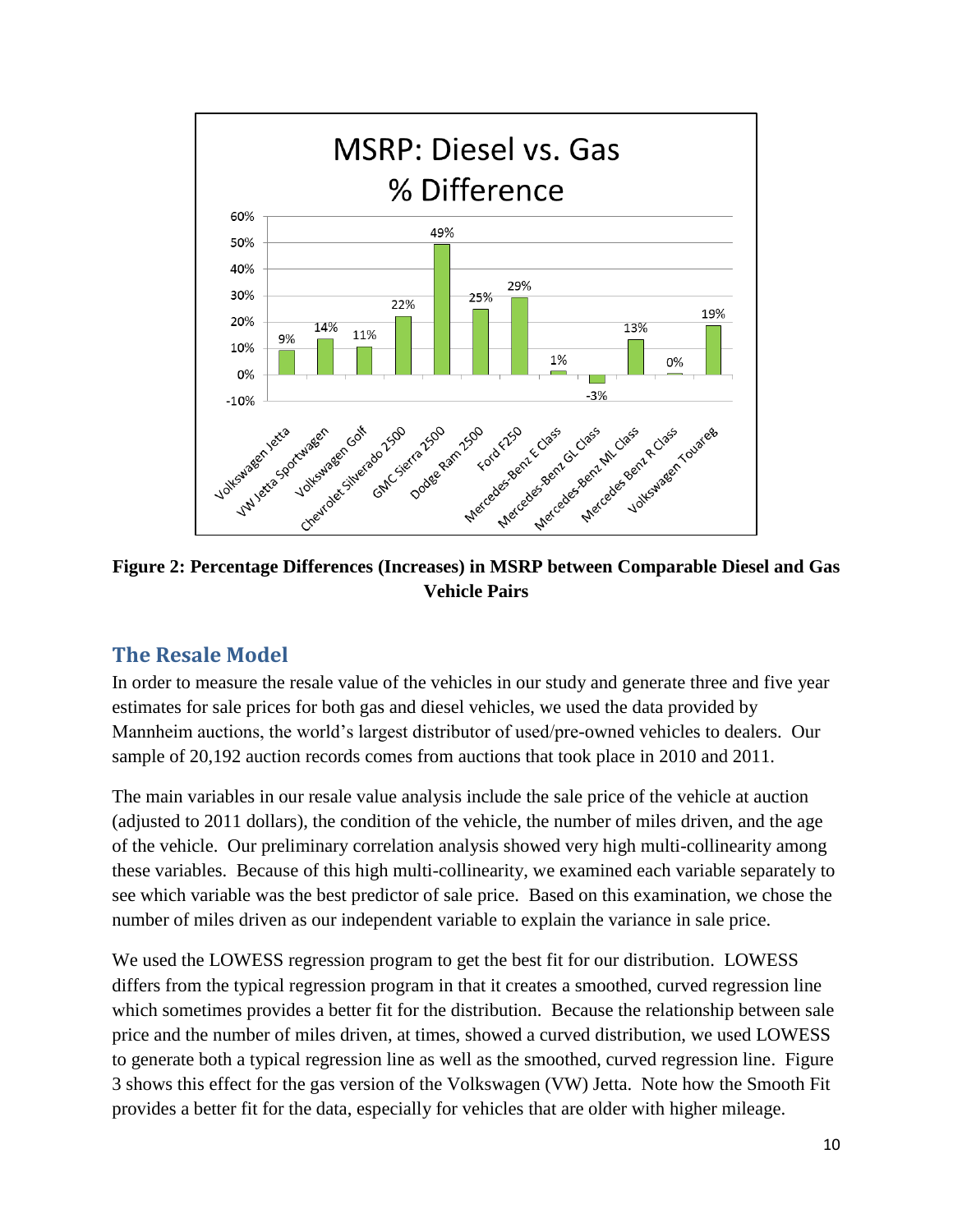**Figure 2: Percentage Differences (Increases) in MSRP between Comparable Diesel and Gas Vehicle Pairs**

## The Resale Model

In order to measure the resale value of the vehicles in our study and generate three and five year estimates for sale prices for both gas and diesel vehicles, we used the data provided by Mannheim auctions, the world's largest distributor of used/pre-owned vehicles to dealers. Our sample of 20,192 auction records comes from auctions that took place in 2010 and 2011.

The main variables in our resale value analysis include the sale price of the vehicle at auction (adjusted to 2011 dollars), the condition of the vehicle, the number of miles driven, and the age of the vehicle. Our preliminary correlation analysis showed very high multi-collinearity among these variables. Because of this high multi-collinearity, we examined each variable separately to see which variable was the best predictor of sale price. Based on this examination, we chose the number of miles driven as our independent variable to explain the variance in sale price.

We used the LOWESS regression program to get the best fit for our distribution. LOWESS differs from the typical regression program in that it creates a smoothed, curved regression line which sometimes provides a better fit for the distribution. Because the relationship between sale price and the number of miles driven, at times, showed a curved distribution, we used LOWESS to generate both a typical regression line as well as the smoothed, curved regression line. Figure 3 shows this effect for the gas version of the Volkswagen (VW) Jetta. Note how the Smooth Fit provides a better fit for the data, especially for vehicles that are older with higher mileage.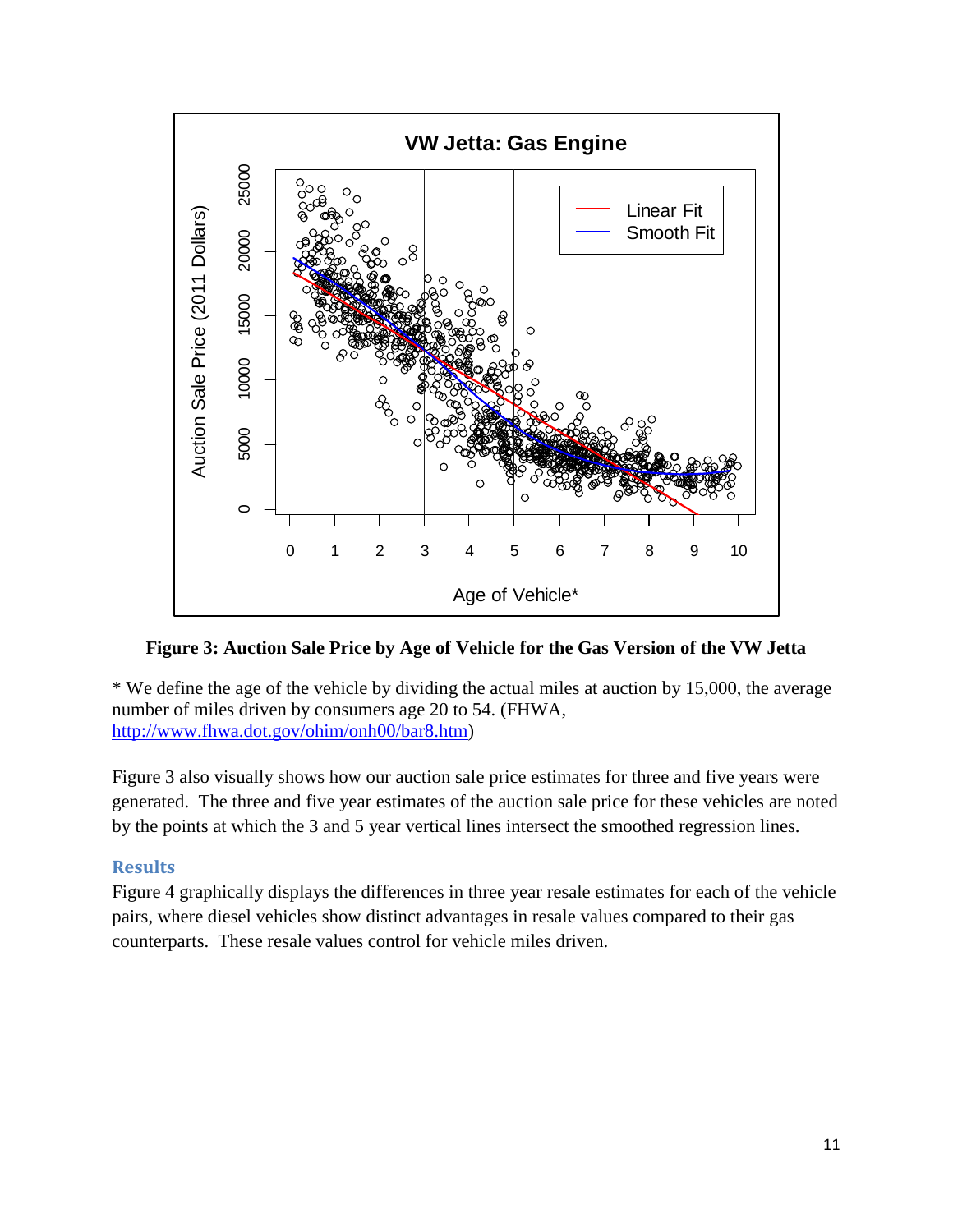**Figure 3: Auction Sale Price by Age of Vehicle for the Gas Version of the VW Jetta**

* We define the age of the vehicle by dividing the actual miles at auction by 15,000, the average number of miles driven by consumers age 20 to 54. (FHWA, http://www.fhwa.dot.gov/ohim/onh00/bar8.htm)

Figure 3 also visually shows how our auction sale price estimates for three and five years were generated. The three and five year estimates of the auction sale price for these vehicles are noted by the points at which the 3 and 5 year vertical lines intersect the smoothed regression lines.

## Results

Figure 4 graphically displays the differences in three year resale estimates for each of the vehicle pairs, where diesel vehicles show distinct advantages in resale values compared to their gas counterparts. These resale values control for vehicle miles driven.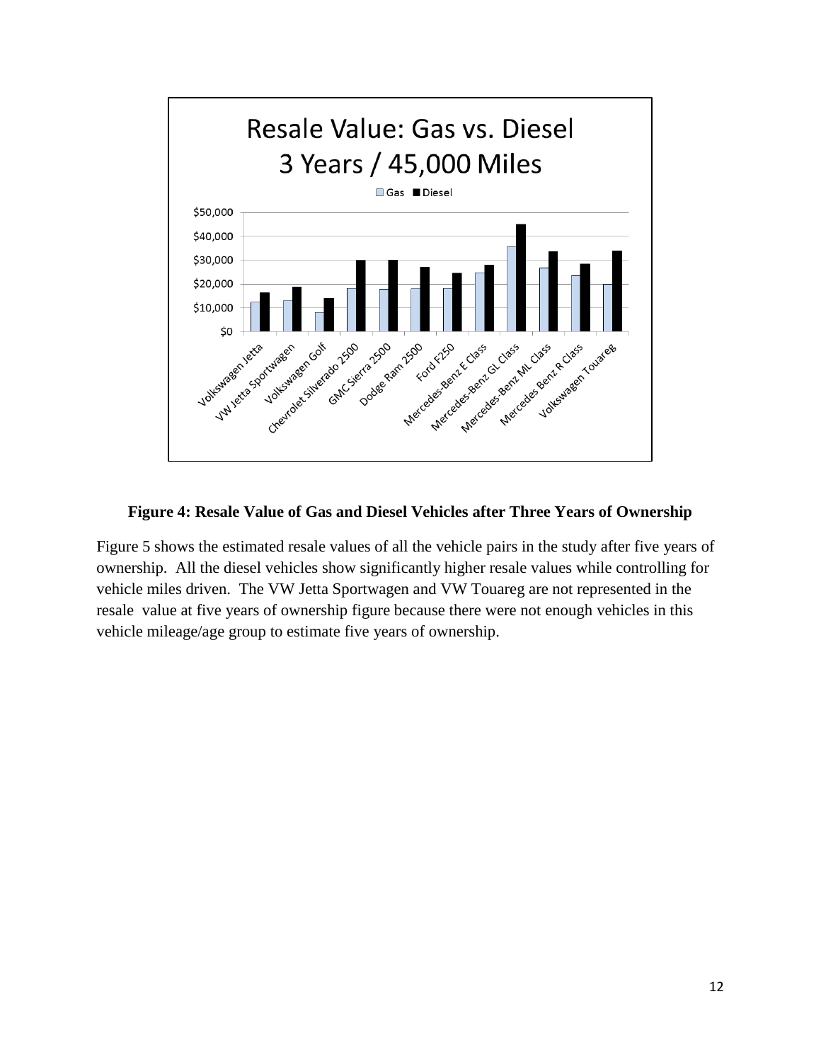**Figure 4: Resale Value of Gas and Diesel Vehicles after Three Years of Ownership**

Figure 5 shows the estimated resale values of all the vehicle pairs in the study after five years of ownership. All the diesel vehicles show significantly higher resale values while controlling for vehicle miles driven. The VW Jetta Sportwagen and VW Touareg are not represented in the resale value at five years of ownership figure because there were not enough vehicles in this vehicle mileage/age group to estimate five years of ownership.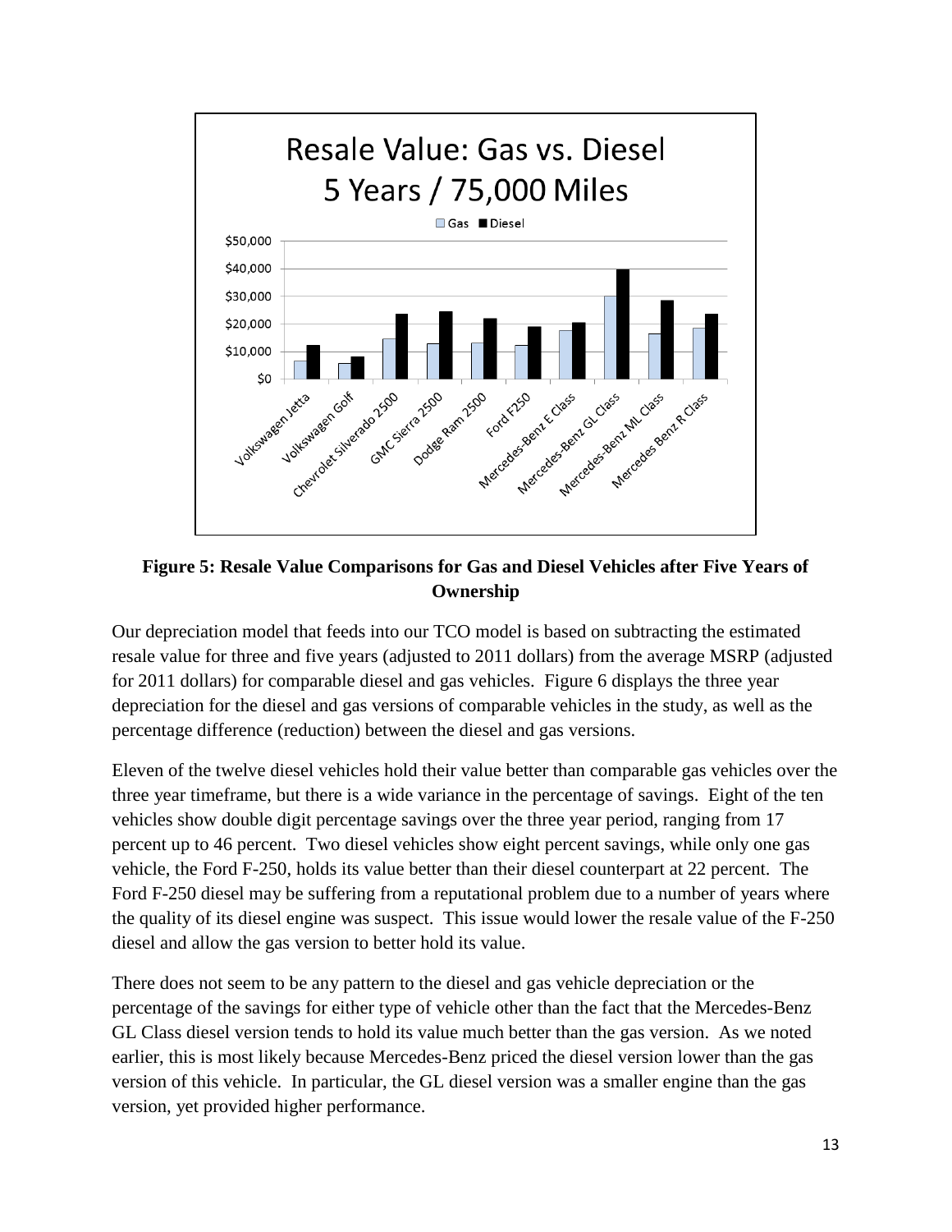**Figure 5: Resale Value Comparisons for Gas and Diesel Vehicles after Five Years of Ownership**

Our depreciation model that feeds into our TCO model is based on subtracting the estimated resale value for three and five years (adjusted to 2011 dollars) from the average MSRP (adjusted for 2011 dollars) for comparable diesel and gas vehicles. Figure 6 displays the three year depreciation for the diesel and gas versions of comparable vehicles in the study, as well as the percentage difference (reduction) between the diesel and gas versions.

Eleven of the twelve diesel vehicles hold their value better than comparable gas vehicles over the three year timeframe, but there is a wide variance in the percentage of savings. Eight of the ten vehicles show double digit percentage savings over the three year period, ranging from 17 percent up to 46 percent. Two diesel vehicles show eight percent savings, while only one gas vehicle, the Ford F-250, holds its value better than their diesel counterpart at 22 percent. The Ford F-250 diesel may be suffering from a reputational problem due to a number of years where the quality of its diesel engine was suspect. This issue would lower the resale value of the F-250 diesel and allow the gas version to better hold its value.

There does not seem to be any pattern to the diesel and gas vehicle depreciation or the percentage of the savings for either type of vehicle other than the fact that the Mercedes-Benz GL Class diesel version tends to hold its value much better than the gas version. As we noted earlier, this is most likely because Mercedes-Benz priced the diesel version lower than the gas version of this vehicle. In particular, the GL diesel version was a smaller engine than the gas version, yet provided higher performance.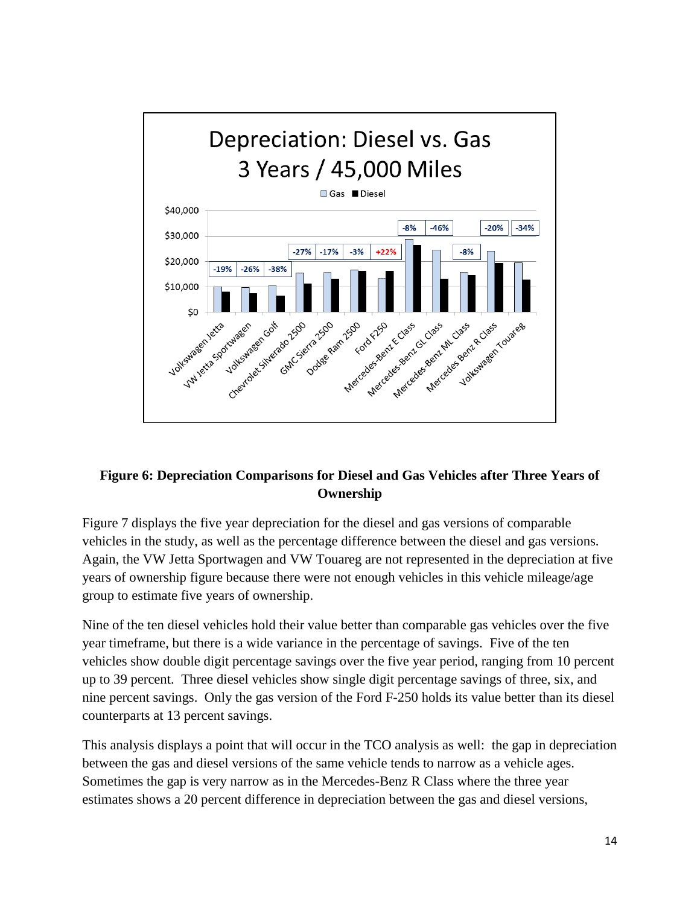**Figure 6: Depreciation Comparisons for Diesel and Gas Vehicles after Three Years of Ownership**

Figure 7 displays the five year depreciation for the diesel and gas versions of comparable vehicles in the study, as well as the percentage difference between the diesel and gas versions. Again, the VW Jetta Sportwagen and VW Touareg are not represented in the depreciation at five years of ownership figure because there were not enough vehicles in this vehicle mileage/age group to estimate five years of ownership.

Nine of the ten diesel vehicles hold their value better than comparable gas vehicles over the five year timeframe, but there is a wide variance in the percentage of savings. Five of the ten vehicles show double digit percentage savings over the five year period, ranging from 10 percent up to 39 percent. Three diesel vehicles show single digit percentage savings of three, six, and nine percent savings. Only the gas version of the Ford F-250 holds its value better than its diesel counterparts at 13 percent savings.

This analysis displays a point that will occur in the TCO analysis as well: the gap in depreciation between the gas and diesel versions of the same vehicle tends to narrow as a vehicle ages. Sometimes the gap is very narrow as in the Mercedes-Benz R Class where the three year estimates shows a 20 percent difference in depreciation between the gas and diesel versions,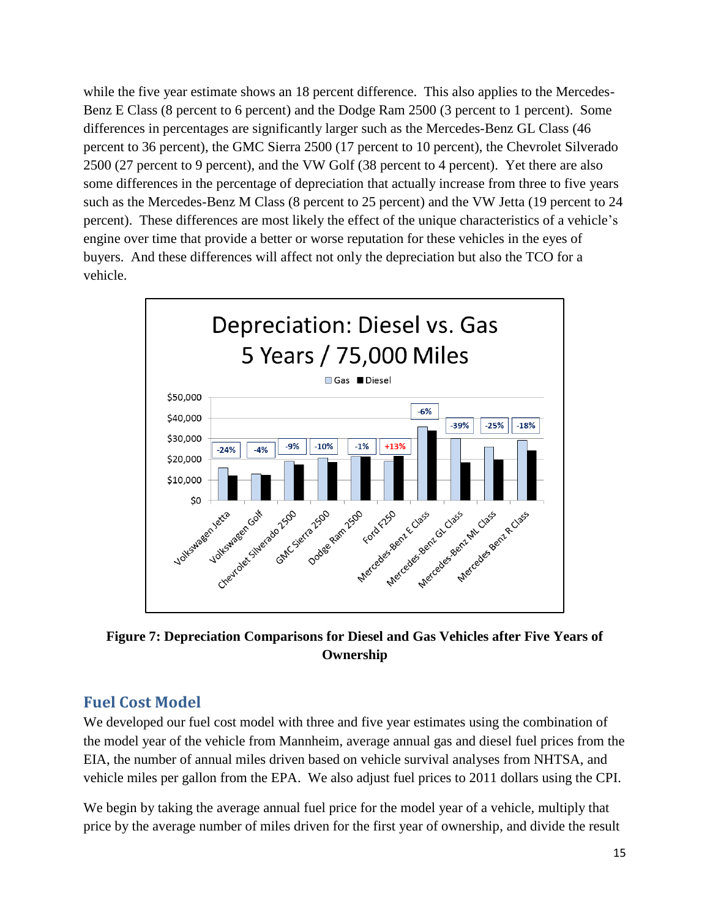while the five year estimate shows an 18 percent difference. This also applies to the Mercedes-Benz E Class (8 percent to 6 percent) and the Dodge Ram 2500 (3 percent to 1 percent). Some differences in percentages are significantly larger such as the Mercedes-Benz GL Class (46 percent to 36 percent), the GMC Sierra 2500 (17 percent to 10 percent), the Chevrolet Silverado 2500 (27 percent to 9 percent), and the VW Golf (38 percent to 4 percent). Yet there are also some differences in the percentage of depreciation that actually increase from three to five years such as the Mercedes-Benz M Class (8 percent to 25 percent) and the VW Jetta (19 percent to 24 percent). These differences are most likely the effect of the unique characteristics of a vehicle's engine over time that provide a better or worse reputation for these vehicles in the eyes of buyers. And these differences will affect not only the depreciation but also the TCO for a vehicle.

**Figure 7: Depreciation Comparisons for Diesel and Gas Vehicles after Five Years of Ownership**

## Fuel Cost Model

We developed our fuel cost model with three and five year estimates using the combination of the model year of the vehicle from Mannheim, average annual gas and diesel fuel prices from the EIA, the number of annual miles driven based on vehicle survival analyses from NHTSA, and vehicle miles per gallon from the EPA. We also adjust fuel prices to 2011 dollars using the CPI.

We begin by taking the average annual fuel price for the model year of a vehicle, multiply that price by the average number of miles driven for the first year of ownership, and divide the result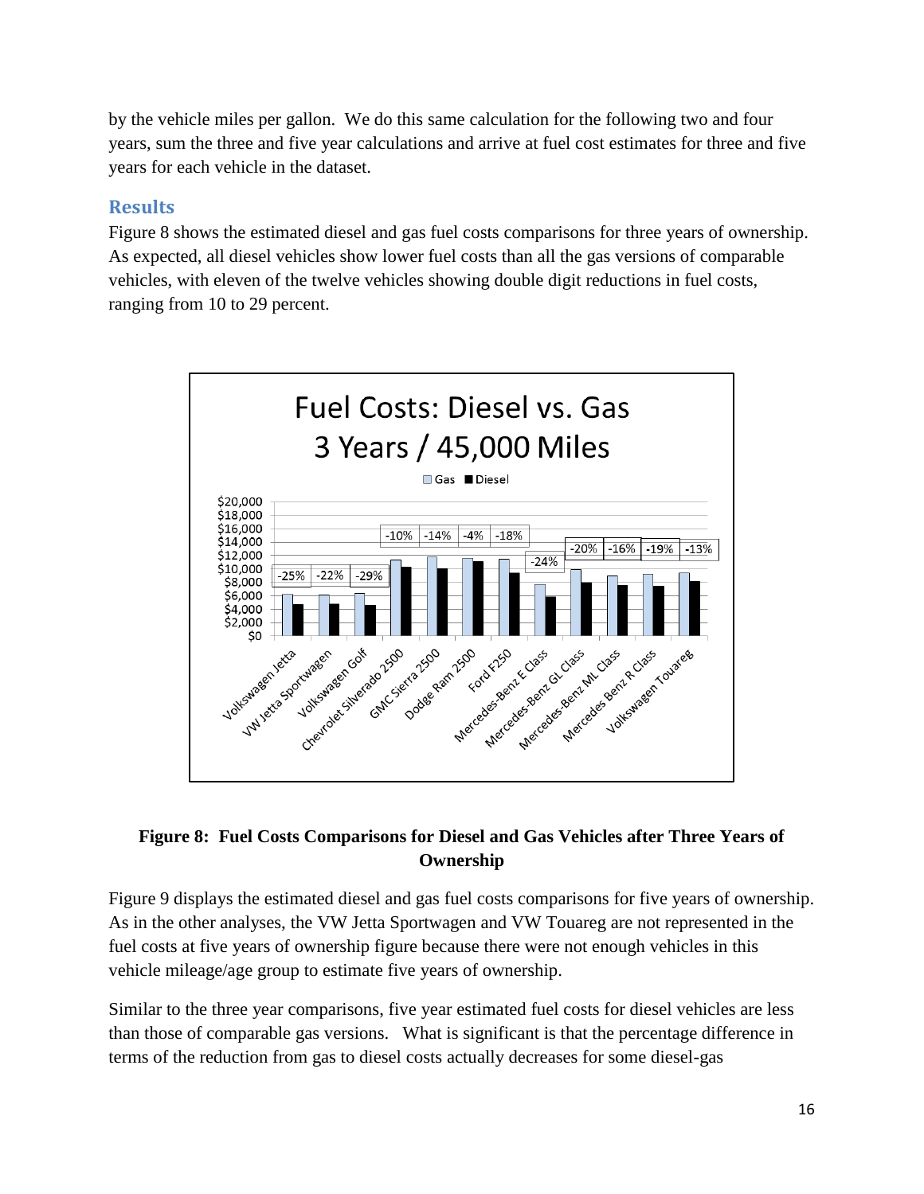by the vehicle miles per gallon. We do this same calculation for the following two and four years, sum the three and five year calculations and arrive at fuel cost estimates for three and five years for each vehicle in the dataset.

## Results

Figure 8 shows the estimated diesel and gas fuel costs comparisons for three years of ownership. As expected, all diesel vehicles show lower fuel costs than all the gas versions of comparable vehicles, with eleven of the twelve vehicles showing double digit reductions in fuel costs, ranging from 10 to 29 percent.

**Figure 8: Fuel Costs Comparisons for Diesel and Gas Vehicles after Three Years of Ownership**

Figure 9 displays the estimated diesel and gas fuel costs comparisons for five years of ownership. As in the other analyses, the VW Jetta Sportwagen and VW Touareg are not represented in the fuel costs at five years of ownership figure because there were not enough vehicles in this vehicle mileage/age group to estimate five years of ownership.

Similar to the three year comparisons, five year estimated fuel costs for diesel vehicles are less than those of comparable gas versions. What is significant is that the percentage difference in terms of the reduction from gas to diesel costs actually decreases for some diesel-gas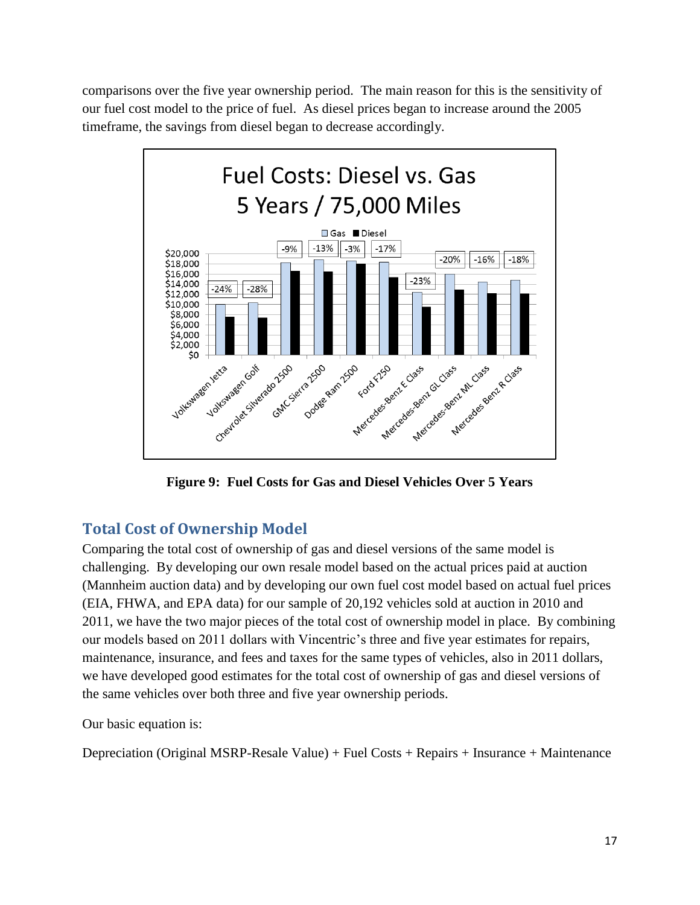comparisons over the five year ownership period. The main reason for this is the sensitivity of our fuel cost model to the price of fuel. As diesel prices began to increase around the 2005 timeframe, the savings from diesel began to decrease accordingly.

**Figure 9: Fuel Costs for Gas and Diesel Vehicles Over 5 Years**

## Total Cost of Ownership Model

Comparing the total cost of ownership of gas and diesel versions of the same model is challenging. By developing our own resale model based on the actual prices paid at auction (Mannheim auction data) and by developing our own fuel cost model based on actual fuel prices (EIA, FHWA, and EPA data) for our sample of 20,192 vehicles sold at auction in 2010 and 2011, we have the two major pieces of the total cost of ownership model in place. By combining our models based on 2011 dollars with Vincentric's three and five year estimates for repairs, maintenance, insurance, and fees and taxes for the same types of vehicles, also in 2011 dollars, we have developed good estimates for the total cost of ownership of gas and diesel versions of the same vehicles over both three and five year ownership periods.

Our basic equation is:

Depreciation (Original MSRP-Resale Value) + Fuel Costs + Repairs + Insurance + Maintenance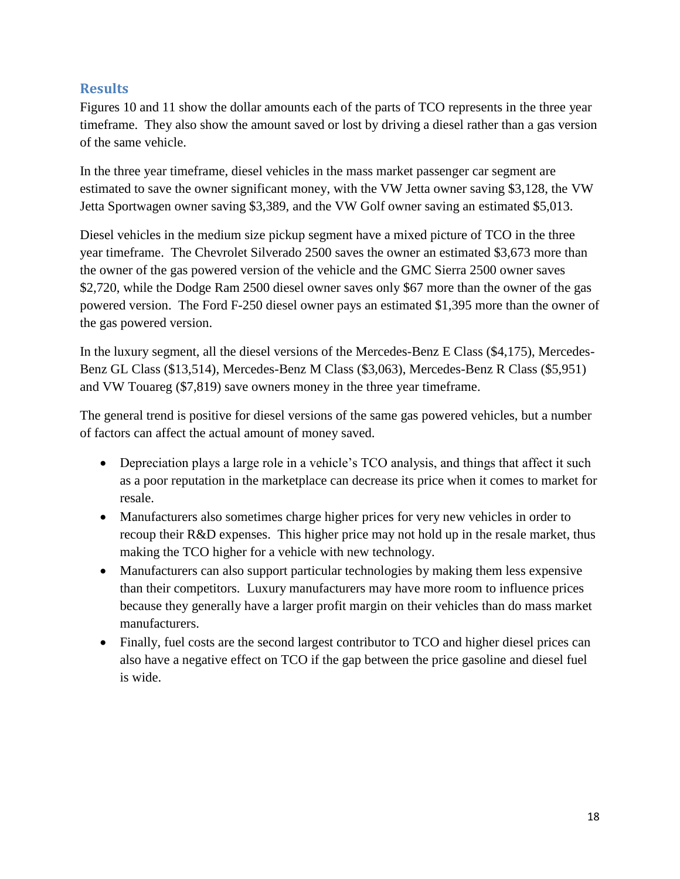## Results

Figures 10 and 11 show the dollar amounts each of the parts of TCO represents in the three year timeframe. They also show the amount saved or lost by driving a diesel rather than a gas version of the same vehicle.

In the three year timeframe, diesel vehicles in the mass market passenger car segment are estimated to save the owner significant money, with the VW Jetta owner saving $3,128, the VW Jetta Sportwagen owner saving $3,389, and the VW Golf owner saving an estimated $5,013.

Diesel vehicles in the medium size pickup segment have a mixed picture of TCO in the three year timeframe. The Chevrolet Silverado 2500 saves the owner an estimated $3,673 more than the owner of the gas powered version of the vehicle and the GMC Sierra 2500 owner saves $2,720, while the Dodge Ram 2500 diesel owner saves only $67 more than the owner of the gas powered version. The Ford F-250 diesel owner pays an estimated $1,395 more than the owner of the gas powered version.

In the luxury segment, all the diesel versions of the Mercedes-Benz E Class ($4,175), Mercedes-Benz GL Class ($13,514), Mercedes-Benz M Class ($3,063), Mercedes-Benz R Class ($5,951) and VW Touareg ($7,819) save owners money in the three year timeframe.

The general trend is positive for diesel versions of the same gas powered vehicles, but a number of factors can affect the actual amount of money saved.

- Depreciation plays a large role in a vehicle's TCO analysis, and things that affect it such as a poor reputation in the marketplace can decrease its price when it comes to market for resale.
- Manufacturers also sometimes charge higher prices for very new vehicles in order to recoup their R&D expenses. This higher price may not hold up in the resale market, thus making the TCO higher for a vehicle with new technology.
- Manufacturers can also support particular technologies by making them less expensive than their competitors. Luxury manufacturers may have more room to influence prices because they generally have a larger profit margin on their vehicles than do mass market manufacturers.
- Finally, fuel costs are the second largest contributor to TCO and higher diesel prices can also have a negative effect on TCO if the gap between the price gasoline and diesel fuel is wide.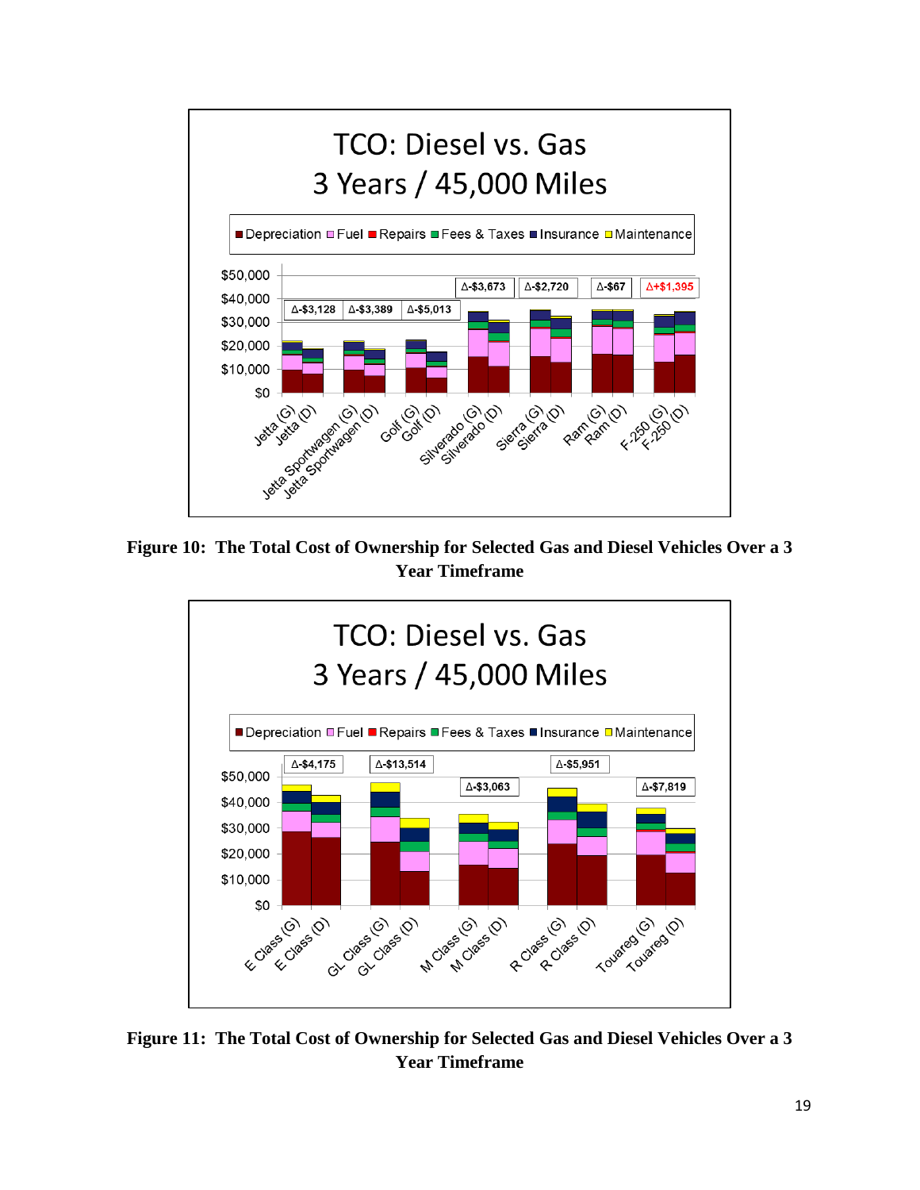Figure 10: The Total Cost of Ownership for Selected Gas and Diesel Vehicles Over a 3 Year Timeframe

Figure 11: The Total Cost of Ownership for Selected Gas and Diesel Vehicles Over a 3 Year Timeframe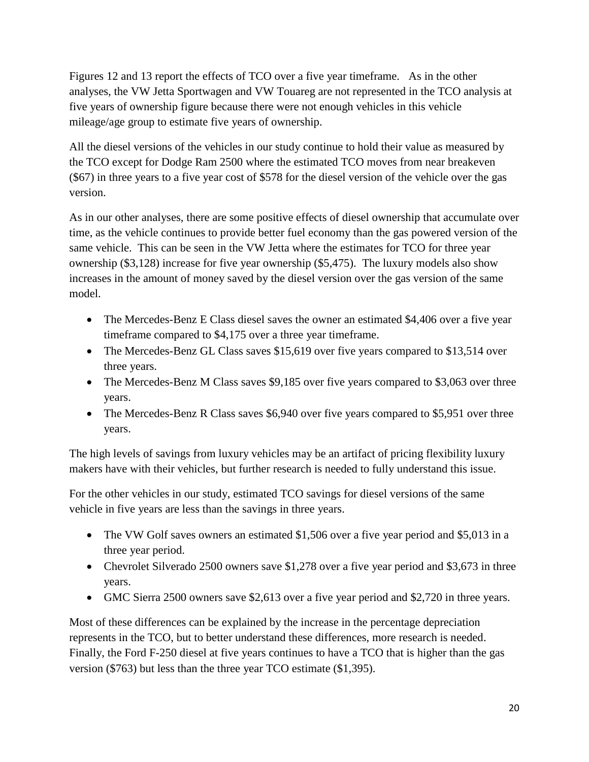Figures 12 and 13 report the effects of TCO over a five year timeframe. As in the other analyses, the VW Jetta Sportwagen and VW Touareg are not represented in the TCO analysis at five years of ownership figure because there were not enough vehicles in this vehicle mileage/age group to estimate five years of ownership.

All the diesel versions of the vehicles in our study continue to hold their value as measured by the TCO except for Dodge Ram 2500 where the estimated TCO moves from near breakeven ($67) in three years to a five year cost of $578 for the diesel version of the vehicle over the gas version.

As in our other analyses, there are some positive effects of diesel ownership that accumulate over time, as the vehicle continues to provide better fuel economy than the gas powered version of the same vehicle. This can be seen in the VW Jetta where the estimates for TCO for three year ownership ($3,128) increase for five year ownership ($5,475). The luxury models also show increases in the amount of money saved by the diesel version over the gas version of the same model.

- The Mercedes-Benz E Class diesel saves the owner an estimated $4,406 over a five year timeframe compared to $4,175 over a three year timeframe.
- The Mercedes-Benz GL Class saves $15,619 over five years compared to $13,514 over three years.
- The Mercedes-Benz M Class saves $9,185 over five years compared to $3,063 over three years.
- The Mercedes-Benz R Class saves $6,940 over five years compared to $5,951 over three years.

The high levels of savings from luxury vehicles may be an artifact of pricing flexibility luxury makers have with their vehicles, but further research is needed to fully understand this issue.

For the other vehicles in our study, estimated TCO savings for diesel versions of the same vehicle in five years are less than the savings in three years.

- The VW Golf saves owners an estimated $1,506 over a five year period and $5,013 in a three year period.
- Chevrolet Silverado 2500 owners save $1,278 over a five year period and $3,673 in three years.
- GMC Sierra 2500 owners save $2,613 over a five year period and $2,720 in three years.

Most of these differences can be explained by the increase in the percentage depreciation represents in the TCO, but to better understand these differences, more research is needed. Finally, the Ford F-250 diesel at five years continues to have a TCO that is higher than the gas version ($763) but less than the three year TCO estimate ($1,395).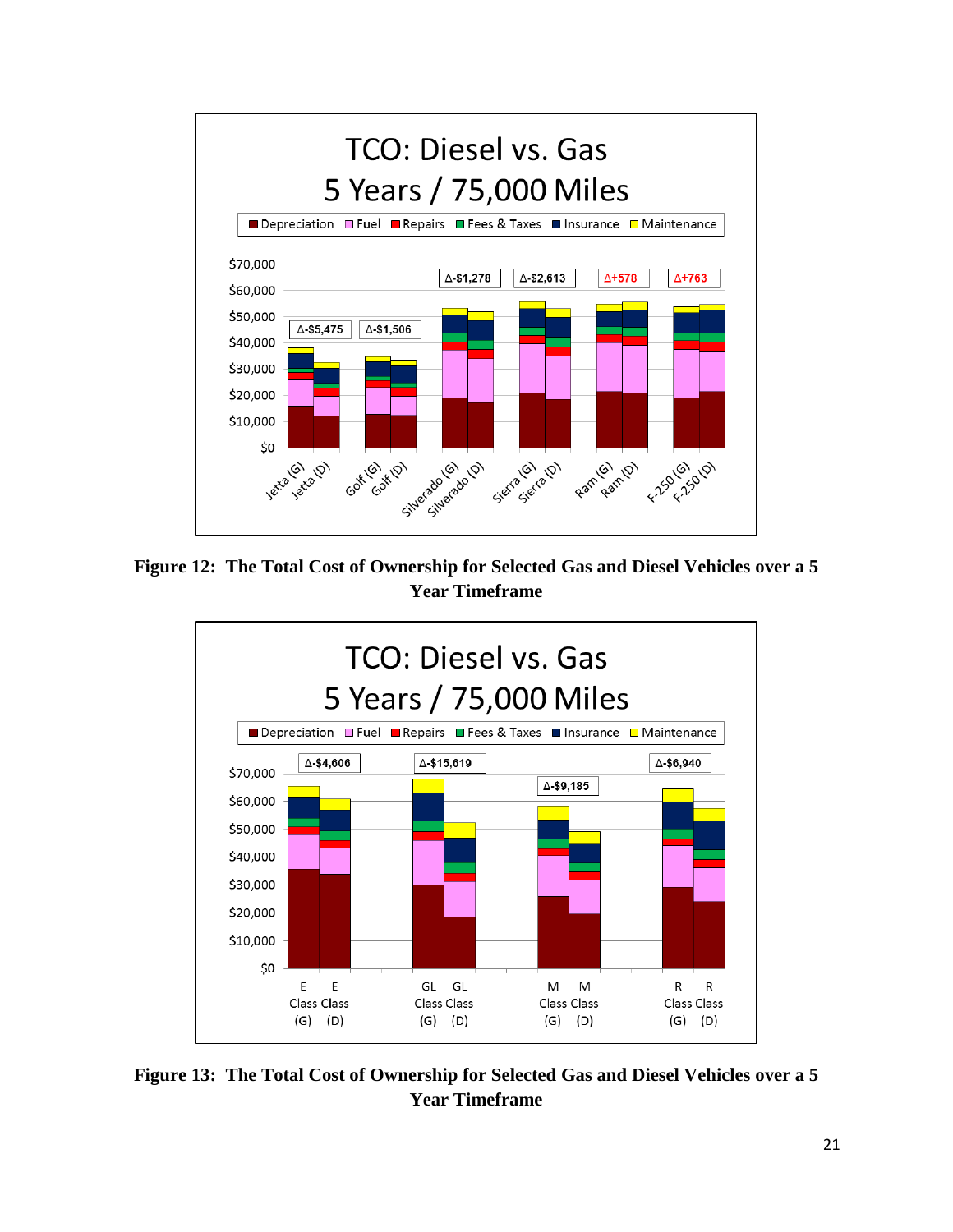Figure 12: The Total Cost of Ownership for Selected Gas and Diesel Vehicles over a 5 Year Timeframe

Figure 13: The Total Cost of Ownership for Selected Gas and Diesel Vehicles over a 5 Year Timeframe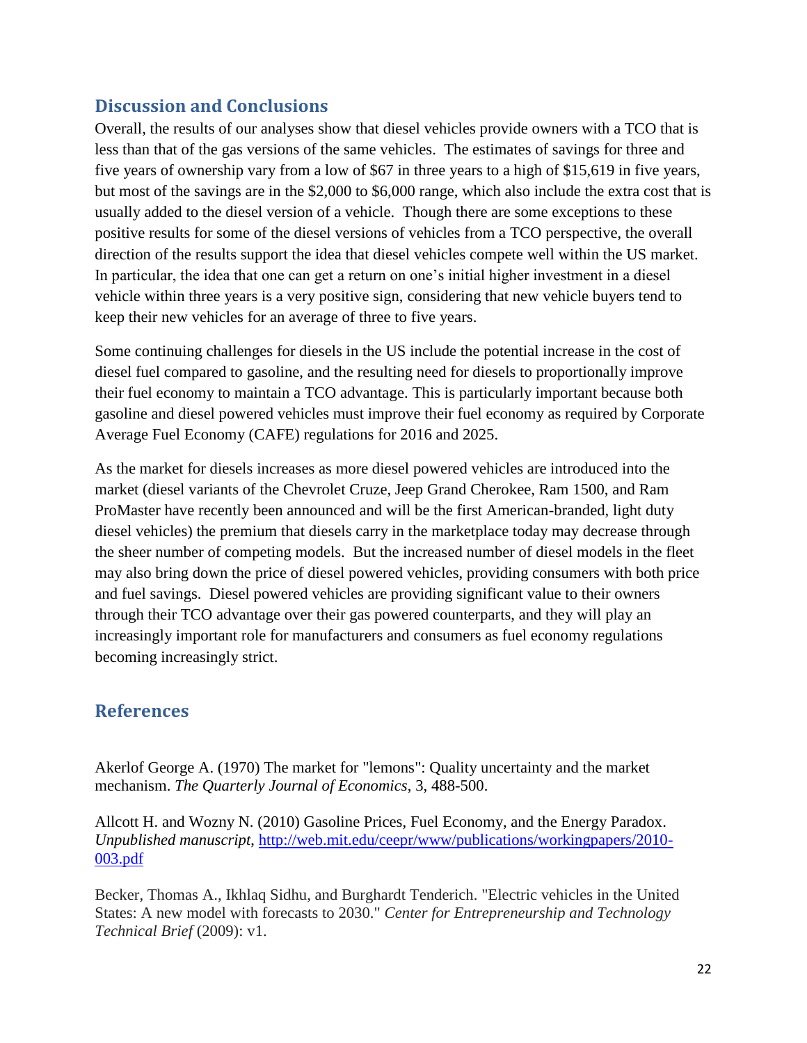## Discussion and Conclusions

Overall, the results of our analyses show that diesel vehicles provide owners with a TCO that is less than that of the gas versions of the same vehicles. The estimates of savings for three and five years of ownership vary from a low of $67 in three years to a high of $15,619 in five years, but most of the savings are in the $2,000 to $6,000 range, which also include the extra cost that is usually added to the diesel version of a vehicle. Though there are some exceptions to these positive results for some of the diesel versions of vehicles from a TCO perspective, the overall direction of the results support the idea that diesel vehicles compete well within the US market. In particular, the idea that one can get a return on one's initial higher investment in a diesel vehicle within three years is a very positive sign, considering that new vehicle buyers tend to keep their new vehicles for an average of three to five years.

Some continuing challenges for diesels in the US include the potential increase in the cost of diesel fuel compared to gasoline, and the resulting need for diesels to proportionally improve their fuel economy to maintain a TCO advantage. This is particularly important because both gasoline and diesel powered vehicles must improve their fuel economy as required by Corporate Average Fuel Economy (CAFE) regulations for 2016 and 2025.

As the market for diesels increases as more diesel powered vehicles are introduced into the market (diesel variants of the Chevrolet Cruze, Jeep Grand Cherokee, Ram 1500, and Ram ProMaster have recently been announced and will be the first American-branded, light duty diesel vehicles) the premium that diesels carry in the marketplace today may decrease through the sheer number of competing models. But the increased number of diesel models in the fleet may also bring down the price of diesel powered vehicles, providing consumers with both price and fuel savings. Diesel powered vehicles are providing significant value to their owners through their TCO advantage over their gas powered counterparts, and they will play an increasingly important role for manufacturers and consumers as fuel economy regulations becoming increasingly strict.

## References

Akerlof George A. (1970) The market for "lemons": Quality uncertainty and the market mechanism. *The Quarterly Journal of Economics*, 3, 488-500.

Allcott H. and Wozny N. (2010) Gasoline Prices, Fuel Economy, and the Energy Paradox. *Unpublished manuscript*, http://web.mit.edu/ceepr/www/publications/workingpapers/2010-003.pdf

Becker, Thomas A., Ikhlaq Sidhu, and Burghardt Tenderich. "Electric vehicles in the United States: A new model with forecasts to 2030." *Center for Entrepreneurship and Technology Technical Brief* (2009): v1.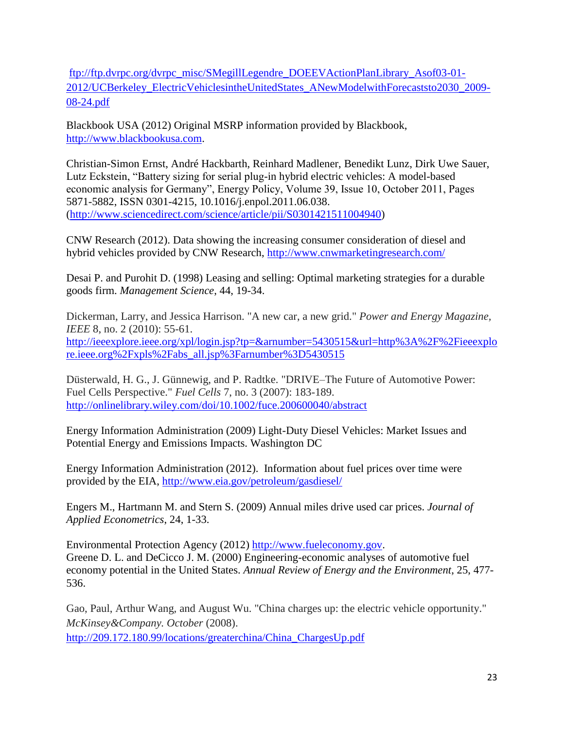ftp://ftp.dvrpc.org/dvrpc_misc/SMegillLegendre_DOEEVActionPlanLibrary_Asof03-01-2012/UCBerkeley_ElectricVehiclesintheUnitedStates_ANewModelwithForecaststo2030_2009-08-24.pdf

Blackbook USA (2012) Original MSRP information provided by Blackbook, http://www.blackbookusa.com.

Christian-Simon Ernst, André Hackbarth, Reinhard Madlener, Benedikt Lunz, Dirk Uwe Sauer, Lutz Eckstein, "Battery sizing for serial plug-in hybrid electric vehicles: A model-based economic analysis for Germany", Energy Policy, Volume 39, Issue 10, October 2011, Pages 5871-5882, ISSN 0301-4215, 10.1016/j.enpol.2011.06.038. (http://www.sciencedirect.com/science/article/pii/S0301421511004940)

CNW Research (2012). Data showing the increasing consumer consideration of diesel and hybrid vehicles provided by CNW Research, http://www.cnwmarketingresearch.com/

Desai P. and Purohit D. (1998) Leasing and selling: Optimal marketing strategies for a durable goods firm. *Management Science*, 44, 19-34.

Dickerman, Larry, and Jessica Harrison. "A new car, a new grid." *Power and Energy Magazine, IEEE* 8, no. 2 (2010): 55-61. http://ieeexplore.ieee.org/xpl/login.jsp?tp=&arnumber=5430515&url=http%3A%2F%2Fieeexplore.ieee.org%2Fxpls%2Fabs_all.jsp%3Farnumber%3D5430515

Düsterwald, H. G., J. Günnewig, and P. Radtke. "DRIVE–The Future of Automotive Power: Fuel Cells Perspective." *Fuel Cells* 7, no. 3 (2007): 183-189. http://onlinelibrary.wiley.com/doi/10.1002/fuce.200600040/abstract

Energy Information Administration (2009) Light-Duty Diesel Vehicles: Market Issues and Potential Energy and Emissions Impacts. Washington DC

Energy Information Administration (2012). Information about fuel prices over time were provided by the EIA, http://www.eia.gov/petroleum/gasdiesel/

Engers M., Hartmann M. and Stern S. (2009) Annual miles drive used car prices. *Journal of Applied Econometrics*, 24, 1-33.

Environmental Protection Agency (2012) http://www.fueleconomy.gov.

Greene D. L. and DeCicco J. M. (2000) Engineering-economic analyses of automotive fuel economy potential in the United States. *Annual Review of Energy and the Environment*, 25, 477-536.

Gao, Paul, Arthur Wang, and August Wu. "China charges up: the electric vehicle opportunity." *McKinsey&Company. October* (2008). http://209.172.180.99/locations/greaterchina/China_ChargesUp.pdf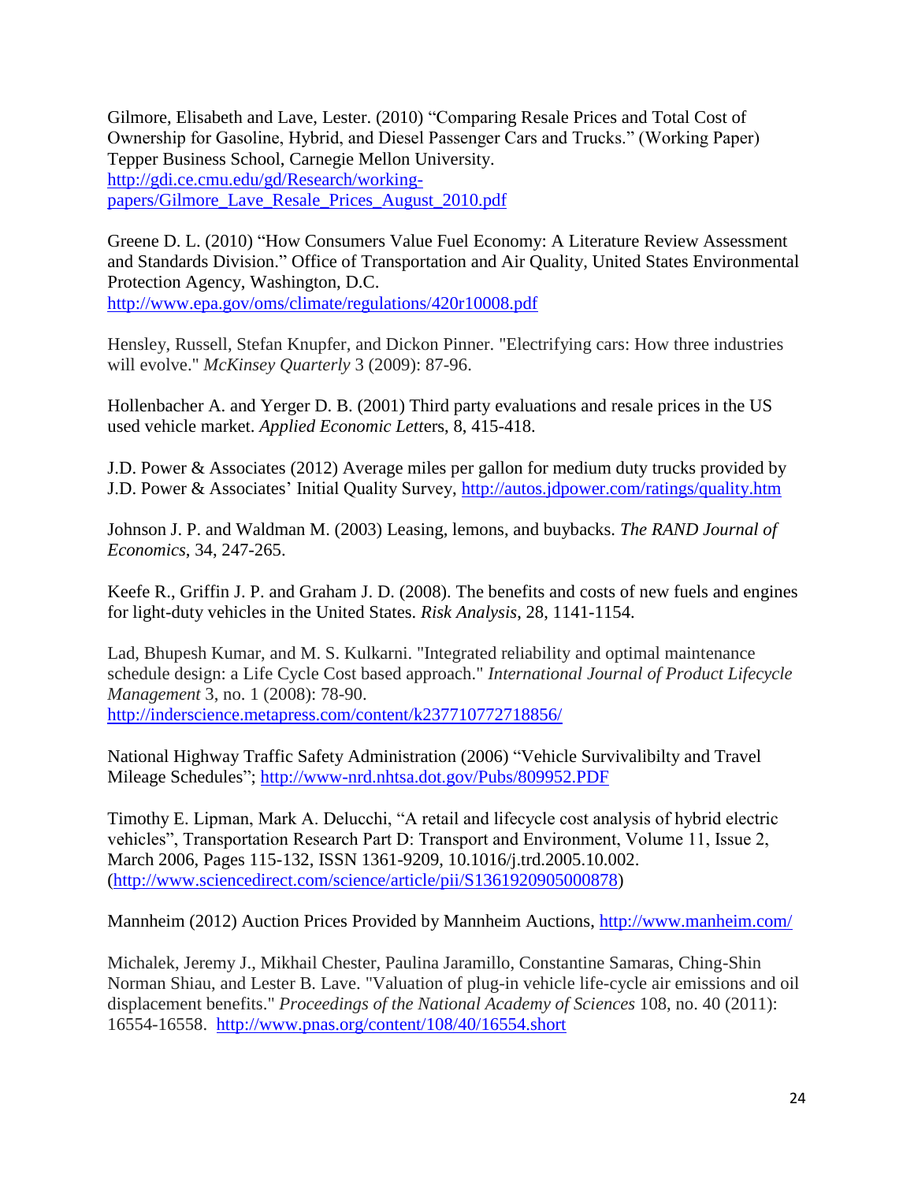Gilmore, Elisabeth and Lave, Lester. (2010) "Comparing Resale Prices and Total Cost of Ownership for Gasoline, Hybrid, and Diesel Passenger Cars and Trucks." (Working Paper) Tepper Business School, Carnegie Mellon University. http://gdi.ce.cmu.edu/gd/Research/working-papers/Gilmore_Lave_Resale_Prices_August_2010.pdf

Greene D. L. (2010) "How Consumers Value Fuel Economy: A Literature Review Assessment and Standards Division." Office of Transportation and Air Quality, United States Environmental Protection Agency, Washington, D.C. http://www.epa.gov/oms/climate/regulations/420r10008.pdf

Hensley, Russell, Stefan Knupfer, and Dickon Pinner. "Electrifying cars: How three industries will evolve." *McKinsey Quarterly* 3 (2009): 87-96.

Hollenbacher A. and Yerger D. B. (2001) Third party evaluations and resale prices in the US used vehicle market. *Applied Economic Lett*ers, 8, 415-418.

J.D. Power & Associates (2012) Average miles per gallon for medium duty trucks provided by J.D. Power & Associates' Initial Quality Survey, http://autos.jdpower.com/ratings/quality.htm

Johnson J. P. and Waldman M. (2003) Leasing, lemons, and buybacks. *The RAND Journal of Economics*, 34, 247-265.

Keefe R., Griffin J. P. and Graham J. D. (2008). The benefits and costs of new fuels and engines for light-duty vehicles in the United States. *Risk Analysis*, 28, 1141-1154.

Lad, Bhupesh Kumar, and M. S. Kulkarni. "Integrated reliability and optimal maintenance schedule design: a Life Cycle Cost based approach." *International Journal of Product Lifecycle Management* 3, no. 1 (2008): 78-90. http://inderscience.metapress.com/content/k237710772718856/

National Highway Traffic Safety Administration (2006) "Vehicle Survivalibilty and Travel Mileage Schedules"; http://www-nrd.nhtsa.dot.gov/Pubs/809952.PDF

Timothy E. Lipman, Mark A. Delucchi, "A retail and lifecycle cost analysis of hybrid electric vehicles", Transportation Research Part D: Transport and Environment, Volume 11, Issue 2, March 2006, Pages 115-132, ISSN 1361-9209, 10.1016/j.trd.2005.10.002. (http://www.sciencedirect.com/science/article/pii/S1361920905000878)

Mannheim (2012) Auction Prices Provided by Mannheim Auctions, http://www.manheim.com/

Michalek, Jeremy J., Mikhail Chester, Paulina Jaramillo, Constantine Samaras, Ching-Shin Norman Shiau, and Lester B. Lave. "Valuation of plug-in vehicle life-cycle air emissions and oil displacement benefits." *Proceedings of the National Academy of Sciences* 108, no. 40 (2011): 16554-16558. http://www.pnas.org/content/108/40/16554.short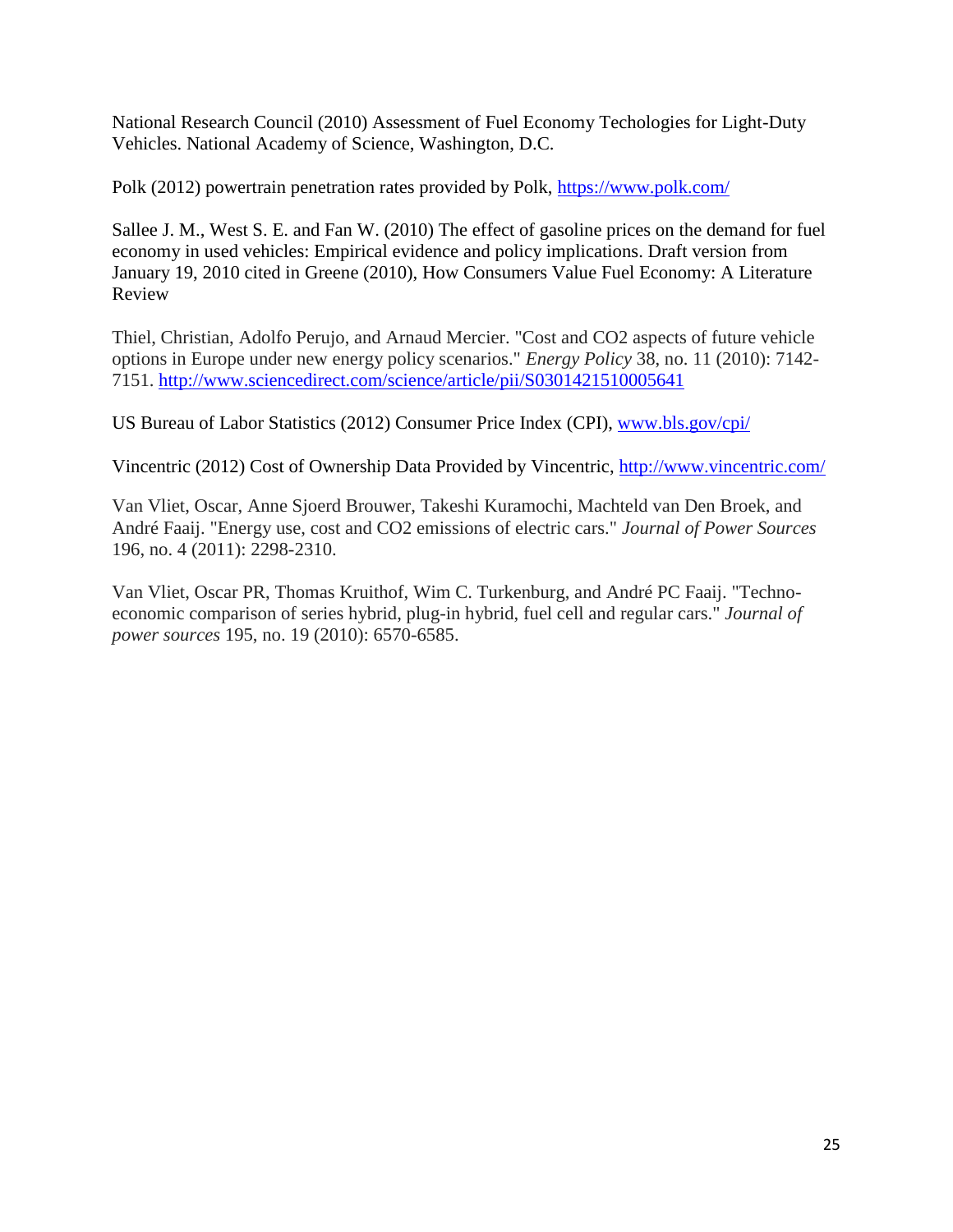National Research Council (2010) Assessment of Fuel Economy Techologies for Light-Duty Vehicles. National Academy of Science, Washington, D.C.

Polk (2012) powertrain penetration rates provided by Polk, https://www.polk.com/

Sallee J. M., West S. E. and Fan W. (2010) The effect of gasoline prices on the demand for fuel economy in used vehicles: Empirical evidence and policy implications. Draft version from January 19, 2010 cited in Greene (2010), How Consumers Value Fuel Economy: A Literature Review

Thiel, Christian, Adolfo Perujo, and Arnaud Mercier. "Cost and CO2 aspects of future vehicle options in Europe under new energy policy scenarios." *Energy Policy* 38, no. 11 (2010): 7142-7151. http://www.sciencedirect.com/science/article/pii/S0301421510005641

US Bureau of Labor Statistics (2012) Consumer Price Index (CPI), www.bls.gov/cpi/

Vincentric (2012) Cost of Ownership Data Provided by Vincentric, http://www.vincentric.com/

Van Vliet, Oscar, Anne Sjoerd Brouwer, Takeshi Kuramochi, Machteld van Den Broek, and André Faaij. "Energy use, cost and CO2 emissions of electric cars." *Journal of Power Sources* 196, no. 4 (2011): 2298-2310.

Van Vliet, Oscar PR, Thomas Kruithof, Wim C. Turkenburg, and André PC Faaij. "Techno-economic comparison of series hybrid, plug-in hybrid, fuel cell and regular cars." *Journal of power sources* 195, no. 19 (2010): 6570-6585.